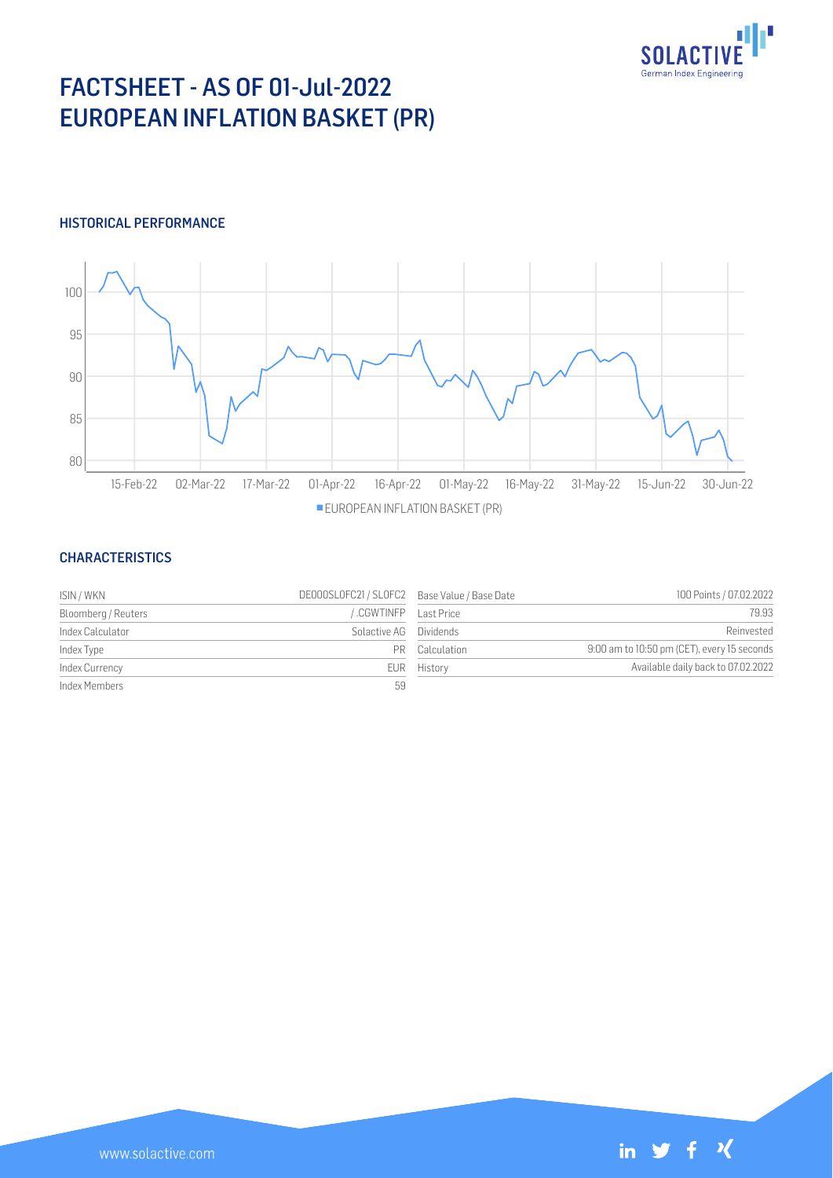# FACTSHEET - AS OF 01-Jul-2022
# EUROPEAN INFLATION BASKET (PR)

## HISTORICAL PERFORMANCE

## CHARACTERISTICS

| ISIN / WKN | DE000SL0FC21 / SL0FC2 | Base Value / Base Date | 100 Points / 07.02.2022 |
|---|---|---|---|
| Bloomberg / Reuters | / .CGWTINFP | Last Price | 79.93 |
| Index Calculator | Solactive AG | Dividends | Reinvested |
| Index Type | PR | Calculation | 9:00 am to 10:50 pm (CET), every 15 seconds |
| Index Currency | EUR | History | Available daily back to 07.02.2022 |
| Index Members | 59 | | |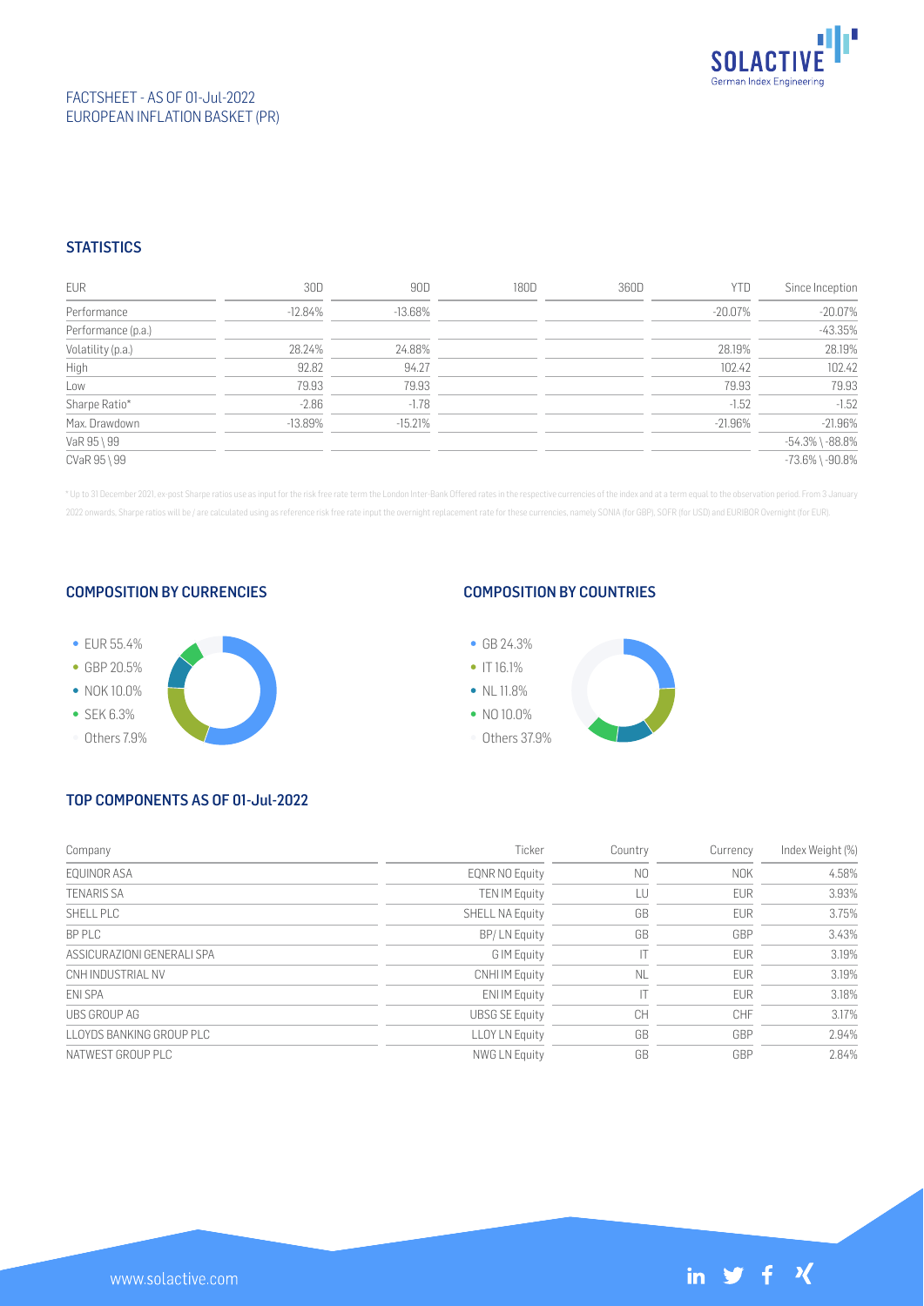FACTSHEET - AS OF 01-Jul-2022
EUROPEAN INFLATION BASKET (PR)

## STATISTICS

| EUR | 30D | 90D | 180D | 360D | YTD | Since Inception |
|---|---|---|---|---|---|---|
| Performance | -12.84% | -13.68% | | | -20.07% | -20.07% |
| Performance (p.a.) | | | | | | -43.35% |
| Volatility (p.a.) | 28.24% | 24.88% | | | 28.19% | 28.19% |
| High | 92.82 | 94.27 | | | 102.42 | 102.42 |
| Low | 79.93 | 79.93 | | | 79.93 | 79.93 |
| Sharpe Ratio* | -2.86 | -1.78 | | | -1.52 | -1.52 |
| Max. Drawdown | -13.89% | -15.21% | | | -21.96% | -21.96% |
| VaR 95 \ 99 | | | | | | -54.3% \ -88.8% |
| CVaR 95 \ 99 | | | | | | -73.6% \ -90.8% |

* Up to 31 December 2021, ex-post Sharpe ratios use as input for the risk free rate term the London Inter-Bank Offered rates in the respective currencies of the index and at a term equal to the observation period. From 3 January 2022 onwards, Sharpe ratios will be / are calculated using as reference risk free rate input the overnight replacement rate for these currencies, namely SONIA (for GBP), SOFR (for USD) and EURIBOR Overnight (for EUR).

## COMPOSITION BY CURRENCIES

- EUR 55.4%
- GBP 20.5%
- NOK 10.0%
- SEK 6.3%
- Others 7.9%

## COMPOSITION BY COUNTRIES

- GB 24.3%
- IT 16.1%
- NL 11.8%
- NO 10.0%
- Others 37.9%

## TOP COMPONENTS AS OF 01-Jul-2022

| Company | Ticker | Country | Currency | Index Weight (%) |
|---|---|---|---|---|
| EQUINOR ASA | EQNR NO Equity | NO | NOK | 4.58% |
| TENARIS SA | TEN IM Equity | LU | EUR | 3.93% |
| SHELL PLC | SHELL NA Equity | GB | EUR | 3.75% |
| BP PLC | BP/ LN Equity | GB | GBP | 3.43% |
| ASSICURAZIONI GENERALI SPA | G IM Equity | IT | EUR | 3.19% |
| CNH INDUSTRIAL NV | CNHI IM Equity | NL | EUR | 3.19% |
| ENI SPA | ENI IM Equity | IT | EUR | 3.18% |
| UBS GROUP AG | UBSG SE Equity | CH | CHF | 3.17% |
| LLOYDS BANKING GROUP PLC | LLOY LN Equity | GB | GBP | 2.94% |
| NATWEST GROUP PLC | NWG LN Equity | GB | GBP | 2.84% |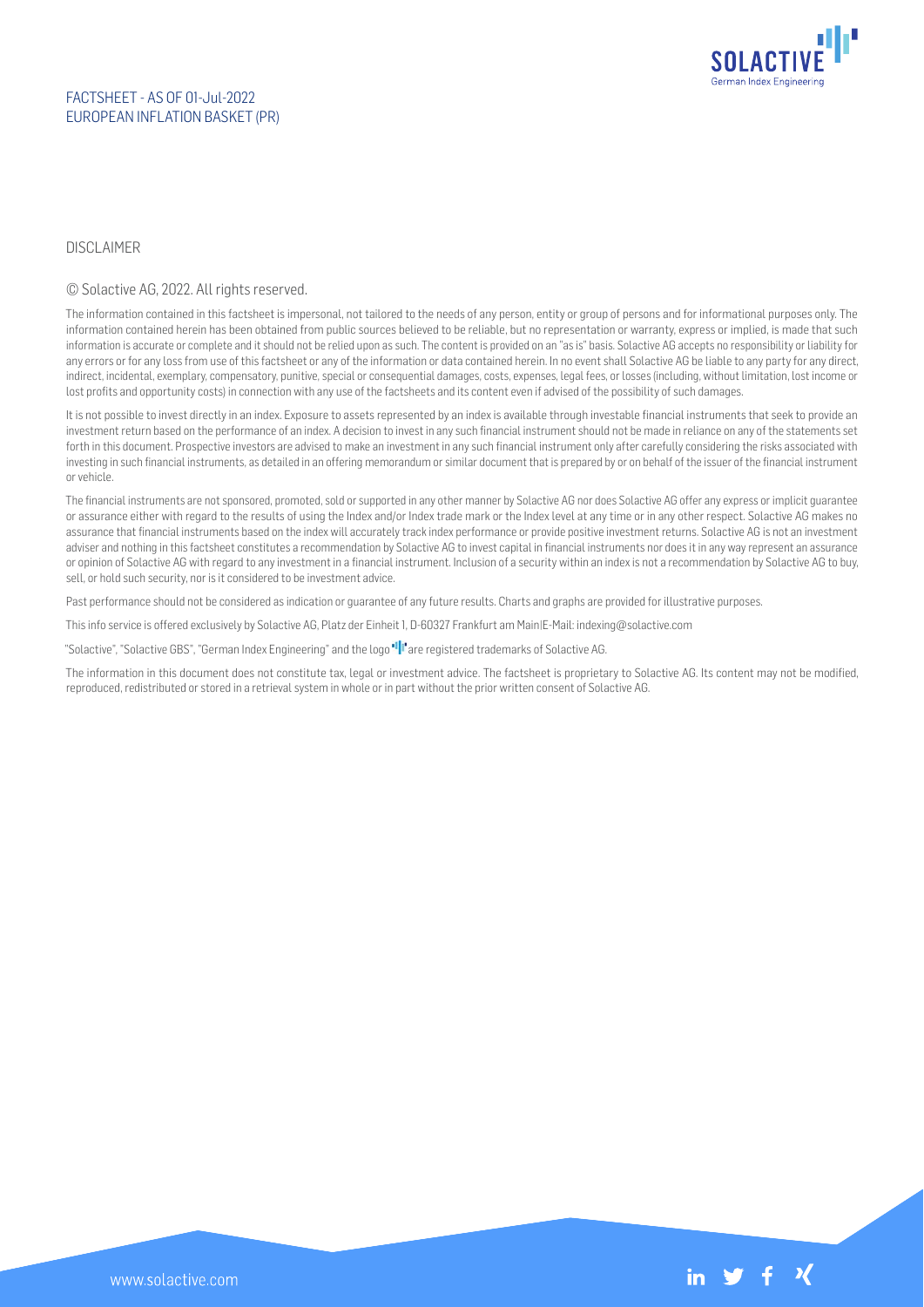# DISCLAIMER

© Solactive AG, 2022. All rights reserved.

The information contained in this factsheet is impersonal, not tailored to the needs of any person, entity or group of persons and for informational purposes only. The information contained herein has been obtained from public sources believed to be reliable, but no representation or warranty, express or implied, is made that such information is accurate or complete and it should not be relied upon as such. The content is provided on an "as is" basis. Solactive AG accepts no responsibility or liability for any errors or for any loss from use of this factsheet or any of the information or data contained herein. In no event shall Solactive AG be liable to any party for any direct, indirect, incidental, exemplary, compensatory, punitive, special or consequential damages, costs, expenses, legal fees, or losses (including, without limitation, lost income or lost profits and opportunity costs) in connection with any use of the factsheets and its content even if advised of the possibility of such damages.

It is not possible to invest directly in an index. Exposure to assets represented by an index is available through investable financial instruments that seek to provide an investment return based on the performance of an index. A decision to invest in any such financial instrument should not be made in reliance on any of the statements set forth in this document. Prospective investors are advised to make an investment in any such financial instrument only after carefully considering the risks associated with investing in such financial instruments, as detailed in an offering memorandum or similar document that is prepared by or on behalf of the issuer of the financial instrument or vehicle.

The financial instruments are not sponsored, promoted, sold or supported in any other manner by Solactive AG nor does Solactive AG offer any express or implicit guarantee or assurance either with regard to the results of using the Index and/or Index trade mark or the Index level at any time or in any other respect. Solactive AG makes no assurance that financial instruments based on the index will accurately track index performance or provide positive investment returns. Solactive AG is not an investment adviser and nothing in this factsheet constitutes a recommendation by Solactive AG to invest capital in financial instruments nor does it in any way represent an assurance or opinion of Solactive AG with regard to any investment in a financial instrument. Inclusion of a security within an index is not a recommendation by Solactive AG to buy, sell, or hold such security, nor is it considered to be investment advice.

Past performance should not be considered as indication or guarantee of any future results. Charts and graphs are provided for illustrative purposes.

This info service is offered exclusively by Solactive AG, Platz der Einheit 1, D-60327 Frankfurt am Main|E-Mail: indexing@solactive.com

"Solactive", "Solactive GBS", "German Index Engineering" and the logo are registered trademarks of Solactive AG.

The information in this document does not constitute tax, legal or investment advice. The factsheet is proprietary to Solactive AG. Its content may not be modified, reproduced, redistributed or stored in a retrieval system in whole or in part without the prior written consent of Solactive AG.